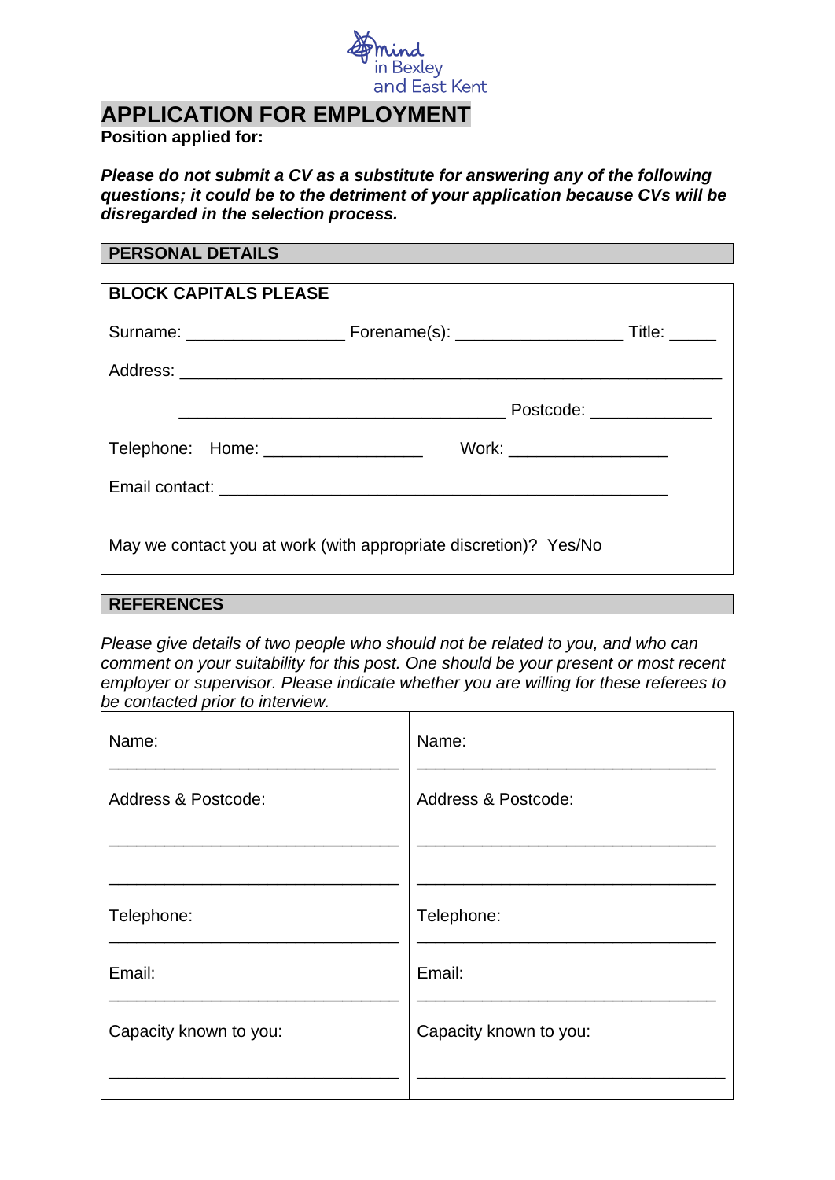Mind in Bexley and East Kent

# APPLICATION FOR EMPLOYMENT

**Position applied for:**

***Please do not submit a CV as a substitute for answering any of the following questions; it could be to the detriment of your application because CVs will be disregarded in the selection process.***

## PERSONAL DETAILS

**BLOCK CAPITALS PLEASE**

Surname: _________________ Forename(s): __________________ Title: _____

Address: __________________________________________________________

___________________________________ Postcode: _____________

Telephone: Home: _________________ Work: _________________

Email contact: _________________________________________________

May we contact you at work (with appropriate discretion)? Yes/No

## REFERENCES

*Please give details of two people who should not be related to you, and who can comment on your suitability for this post. One should be your present or most recent employer or supervisor. Please indicate whether you are willing for these referees to be contacted prior to interview.*

| | |
|---|---|
| Name: | Name: |
| Address & Postcode: | Address & Postcode: |
| Telephone: | Telephone: |
| Email: | Email: |
| Capacity known to you: | Capacity known to you: |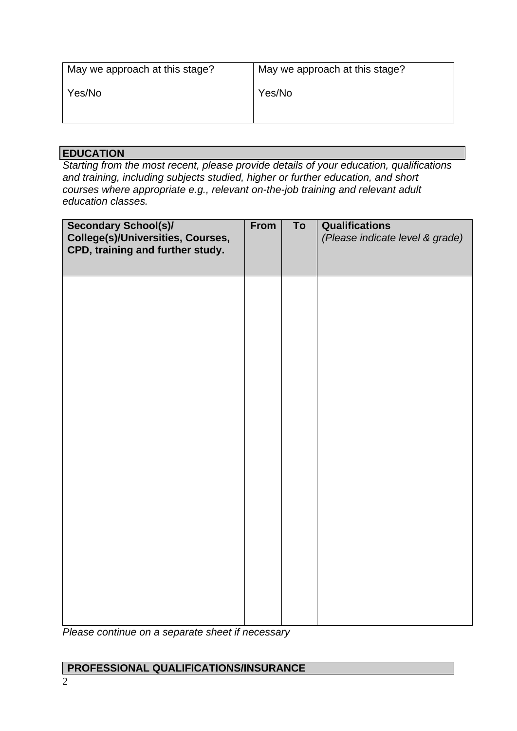| May we approach at this stage?<br><br>Yes/No | May we approach at this stage?<br><br>Yes/No |
|---|---|

## EDUCATION

*Starting from the most recent, please provide details of your education, qualifications and training, including subjects studied, higher or further education, and short courses where appropriate e.g., relevant on-the-job training and relevant adult education classes.*

| **Secondary School(s)/ College(s)/Universities, Courses, CPD, training and further study.** | **From** | **To** | **Qualifications** *(Please indicate level & grade)* |
|---|---|---|---|
| | | | |

*Please continue on a separate sheet if necessary*

## PROFESSIONAL QUALIFICATIONS/INSURANCE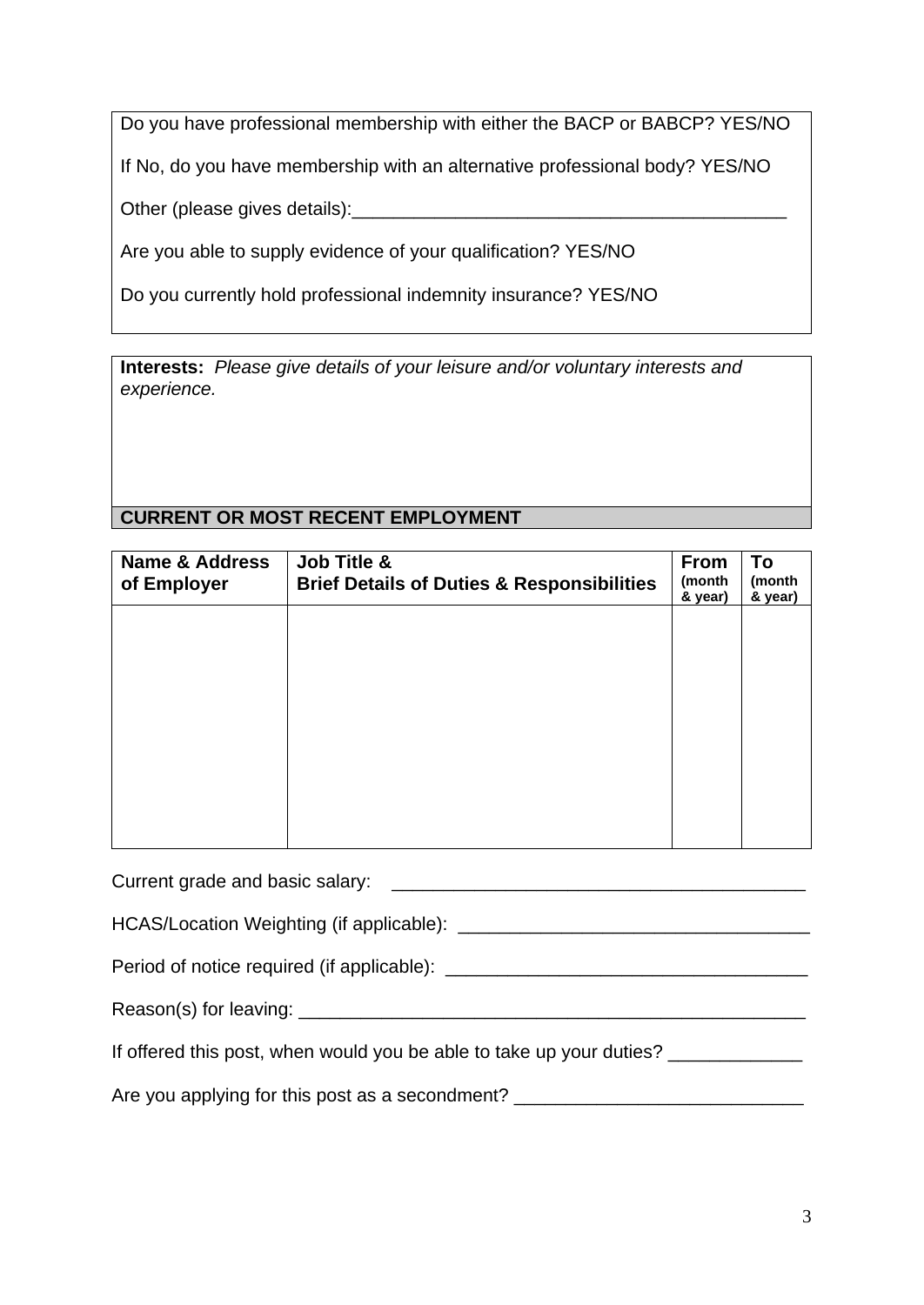Do you have professional membership with either the BACP or BABCP? YES/NO

If No, do you have membership with an alternative professional body? YES/NO

Other (please gives details):___________________________________________

Are you able to supply evidence of your qualification? YES/NO

Do you currently hold professional indemnity insurance? YES/NO

**Interests:** *Please give details of your leisure and/or voluntary interests and experience.*

## CURRENT OR MOST RECENT EMPLOYMENT

| Name & Address of Employer | Job Title & Brief Details of Duties & Responsibilities | From (month & year) | To (month & year) |
|---|---|---|---|
| | | | |

Current grade and basic salary: ________________________________________

HCAS/Location Weighting (if applicable): _________________________________

Period of notice required (if applicable): _________________________________

Reason(s) for leaving: ___________________________________________________

If offered this post, when would you be able to take up your duties? _____________

Are you applying for this post as a secondment? ___________________________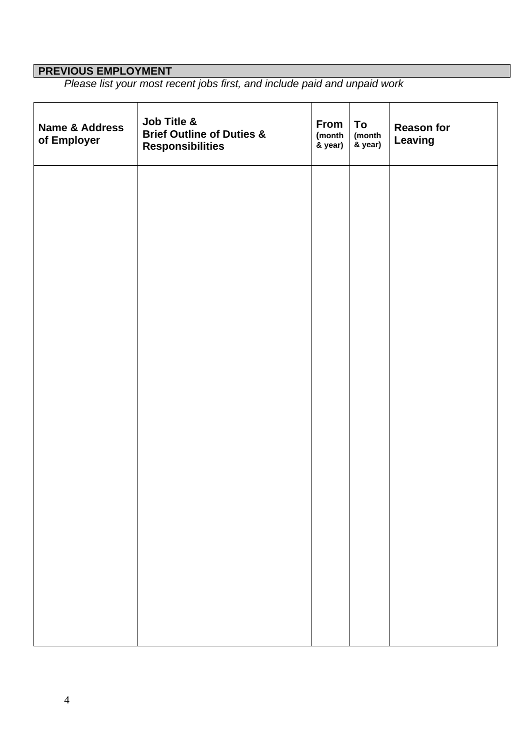## PREVIOUS EMPLOYMENT

*Please list your most recent jobs first, and include paid and unpaid work*

| Name & Address of Employer | Job Title & Brief Outline of Duties & Responsibilities | From (month & year) | To (month & year) | Reason for Leaving |
|---|---|---|---|---|
| | | | | |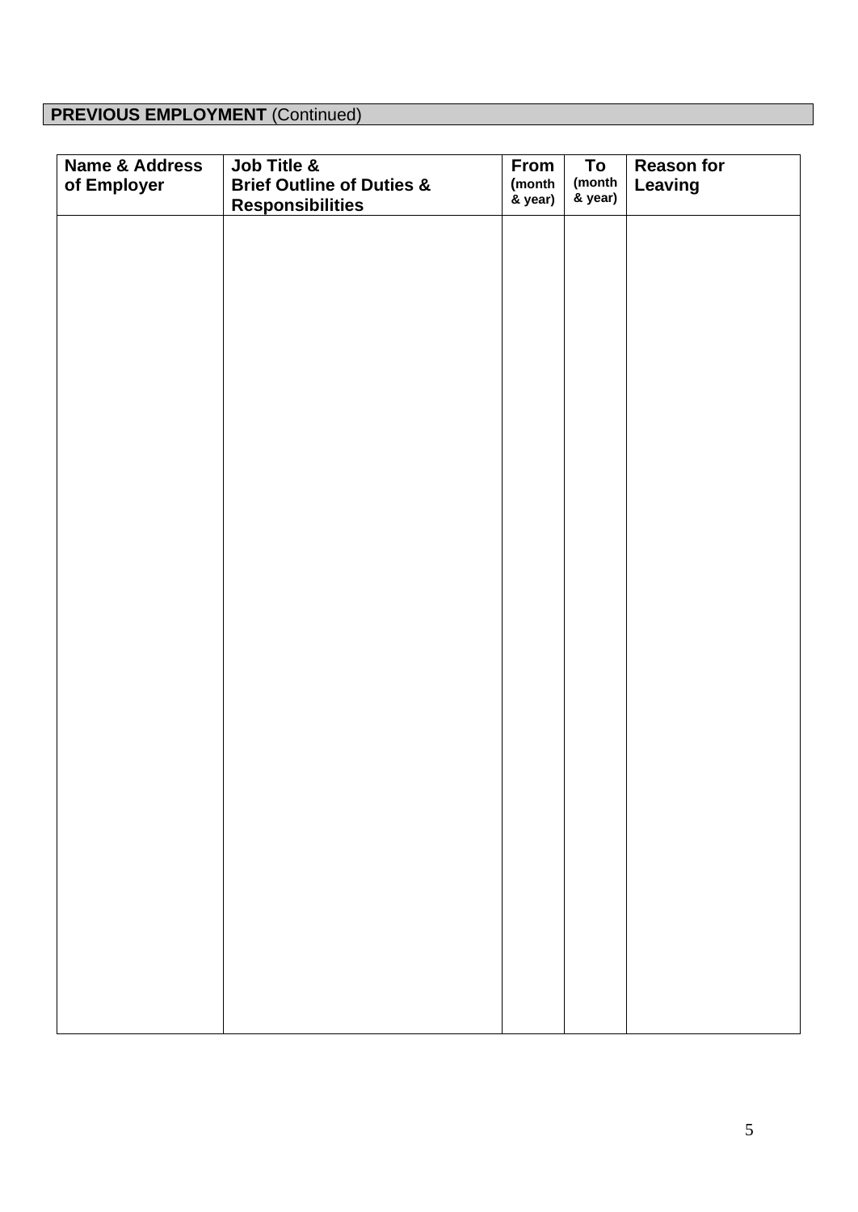## **PREVIOUS EMPLOYMENT** (Continued)

| **Name & Address of Employer** | **Job Title & Brief Outline of Duties & Responsibilities** | **From** (month & year) | **To** (month & year) | **Reason for Leaving** |
|---|---|---|---|---|
| | | | | |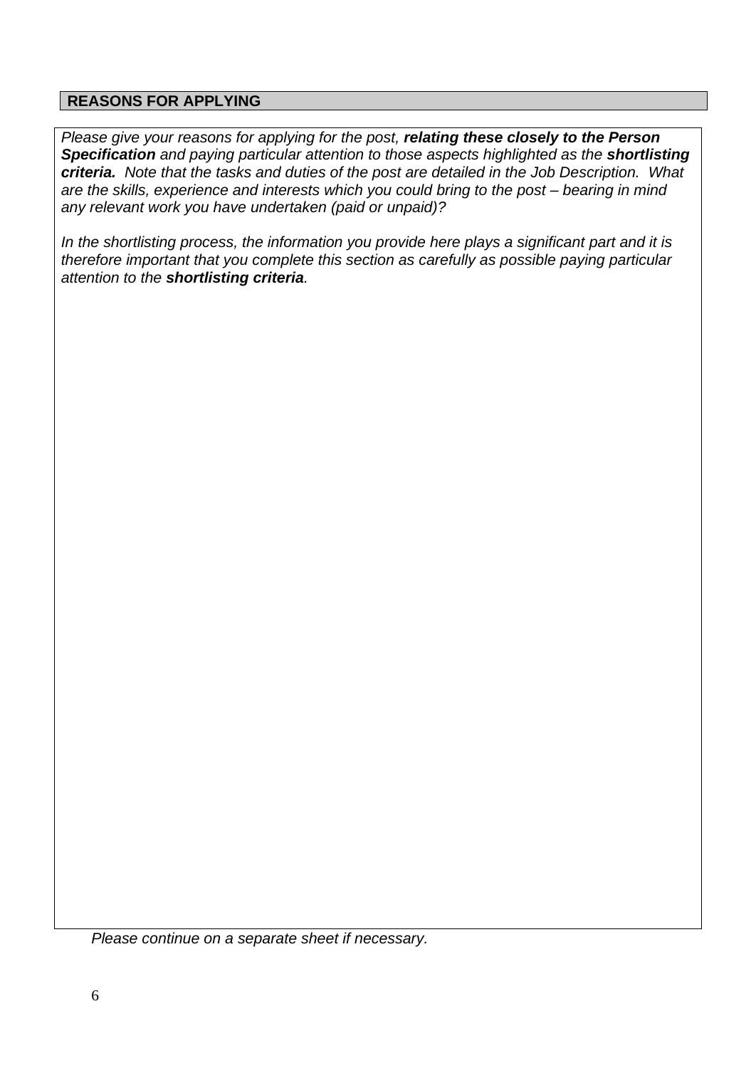## REASONS FOR APPLYING

*Please give your reasons for applying for the post, **relating these closely to the Person Specification** and paying particular attention to those aspects highlighted as the **shortlisting criteria.** Note that the tasks and duties of the post are detailed in the Job Description. What are the skills, experience and interests which you could bring to the post – bearing in mind any relevant work you have undertaken (paid or unpaid)?*

*In the shortlisting process, the information you provide here plays a significant part and it is therefore important that you complete this section as carefully as possible paying particular attention to the **shortlisting criteria**.*

*Please continue on a separate sheet if necessary.*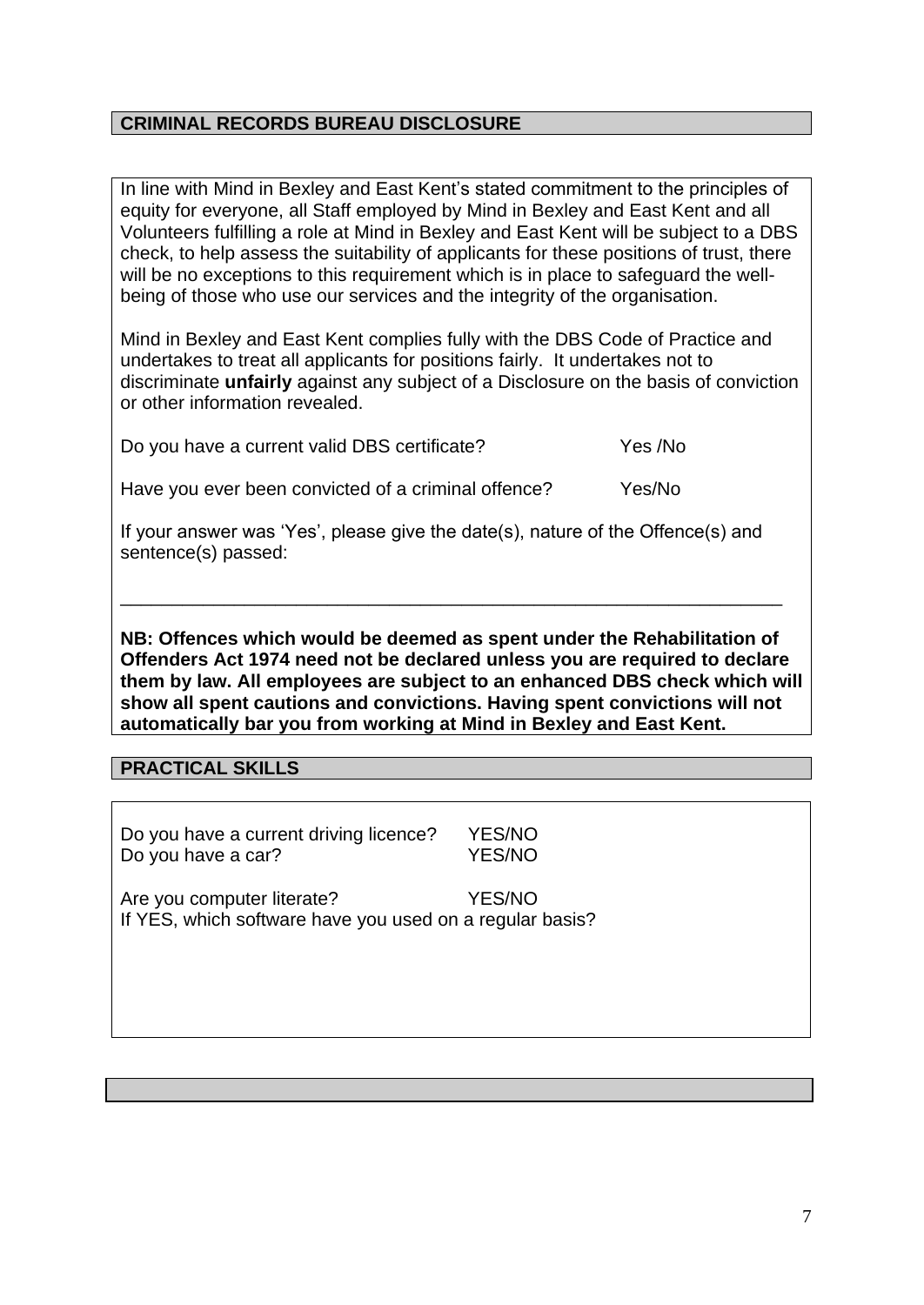## CRIMINAL RECORDS BUREAU DISCLOSURE

In line with Mind in Bexley and East Kent's stated commitment to the principles of equity for everyone, all Staff employed by Mind in Bexley and East Kent and all Volunteers fulfilling a role at Mind in Bexley and East Kent will be subject to a DBS check, to help assess the suitability of applicants for these positions of trust, there will be no exceptions to this requirement which is in place to safeguard the well-being of those who use our services and the integrity of the organisation.

Mind in Bexley and East Kent complies fully with the DBS Code of Practice and undertakes to treat all applicants for positions fairly. It undertakes not to discriminate **unfairly** against any subject of a Disclosure on the basis of conviction or other information revealed.

Do you have a current valid DBS certificate? Yes /No

Have you ever been convicted of a criminal offence? Yes/No

If your answer was 'Yes', please give the date(s), nature of the Offence(s) and sentence(s) passed:

_______________________________________________________________

**NB: Offences which would be deemed as spent under the Rehabilitation of Offenders Act 1974 need not be declared unless you are required to declare them by law. All employees are subject to an enhanced DBS check which will show all spent cautions and convictions. Having spent convictions will not automatically bar you from working at Mind in Bexley and East Kent.**

## PRACTICAL SKILLS

Do you have a current driving licence? YES/NO
Do you have a car? YES/NO

Are you computer literate? YES/NO
If YES, which software have you used on a regular basis?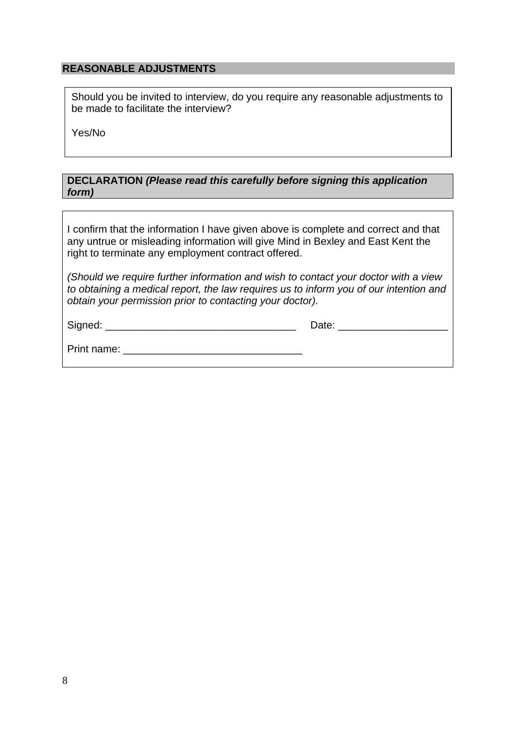## REASONABLE ADJUSTMENTS

Should you be invited to interview, do you require any reasonable adjustments to be made to facilitate the interview?

Yes/No

## DECLARATION *(Please read this carefully before signing this application form)*

I confirm that the information I have given above is complete and correct and that any untrue or misleading information will give Mind in Bexley and East Kent the right to terminate any employment contract offered.

*(Should we require further information and wish to contact your doctor with a view to obtaining a medical report, the law requires us to inform you of our intention and obtain your permission prior to contacting your doctor).*

Signed: _________________________________ Date: ___________________

Print name: _______________________________